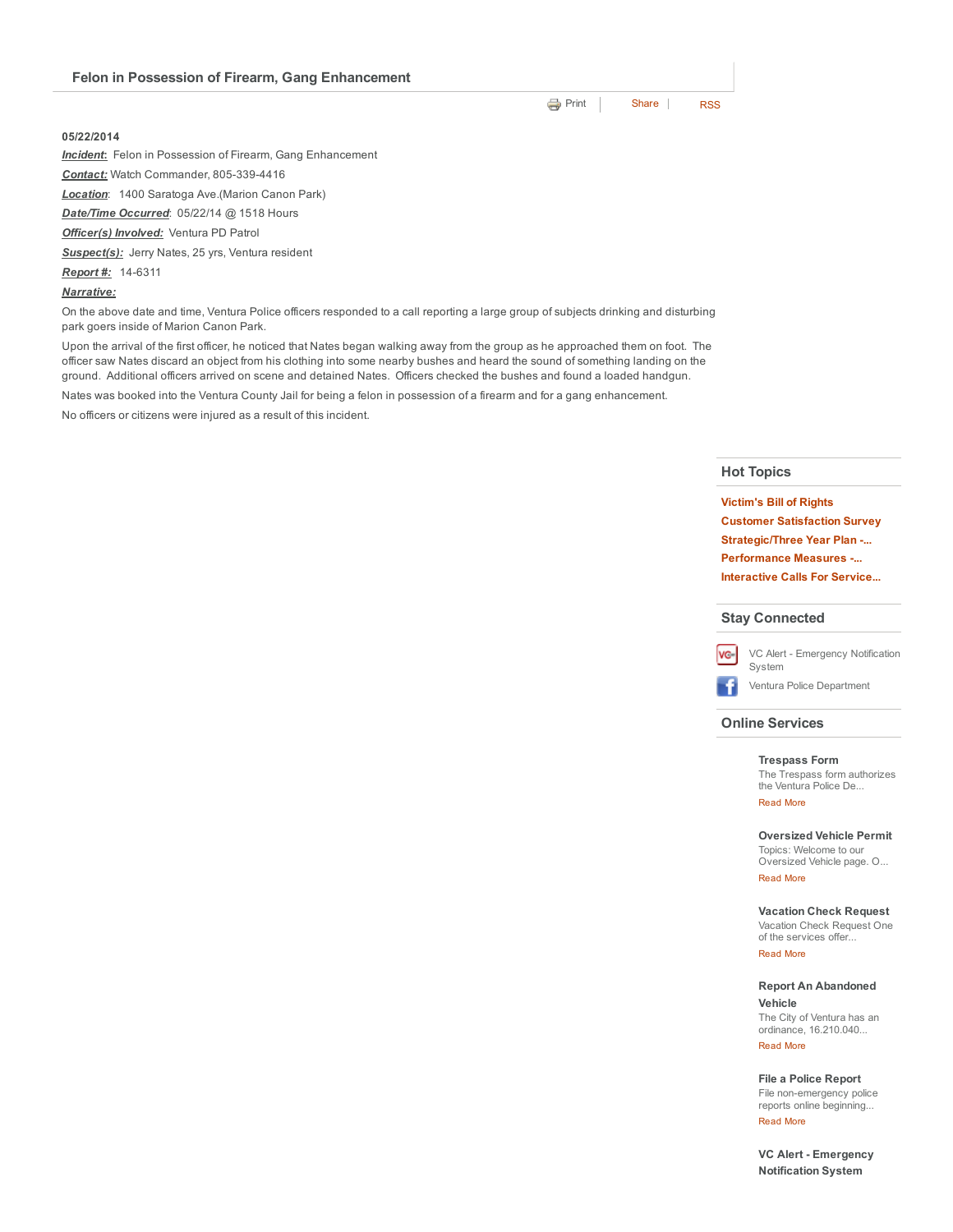## Felon in Possession of Firearm, Gang Enhancement

Print | Share | RSS

**05/22/2014**

***Incident*:** Felon in Possession of Firearm, Gang Enhancement

***Contact:*** Watch Commander, 805-339-4416

***Location***: 1400 Saratoga Ave.(Marion Canon Park)

***Date/Time Occurred***: 05/22/14 @ 1518 Hours

***Officer(s) Involved:*** Ventura PD Patrol

***Suspect(s):*** Jerry Nates, 25 yrs, Ventura resident

***Report #:*** 14-6311

***Narrative:***

On the above date and time, Ventura Police officers responded to a call reporting a large group of subjects drinking and disturbing park goers inside of Marion Canon Park.

Upon the arrival of the first officer, he noticed that Nates began walking away from the group as he approached them on foot. The officer saw Nates discard an object from his clothing into some nearby bushes and heard the sound of something landing on the ground. Additional officers arrived on scene and detained Nates. Officers checked the bushes and found a loaded handgun.

Nates was booked into the Ventura County Jail for being a felon in possession of a firearm and for a gang enhancement.

No officers or citizens were injured as a result of this incident.

### Hot Topics

**Victim's Bill of Rights**

**Customer Satisfaction Survey**

**Strategic/Three Year Plan -...**

**Performance Measures -...**

**Interactive Calls For Service...**

### Stay Connected

VC Alert - Emergency Notification System

Ventura Police Department

### Online Services

**Trespass Form**
The Trespass form authorizes the Ventura Police De...
Read More

**Oversized Vehicle Permit**
Topics: Welcome to our Oversized Vehicle page. O...
Read More

**Vacation Check Request**
Vacation Check Request One of the services offer...
Read More

**Report An Abandoned Vehicle**
The City of Ventura has an ordinance, 16.210.040...
Read More

**File a Police Report**
File non-emergency police reports online beginning...
Read More

**VC Alert - Emergency Notification System**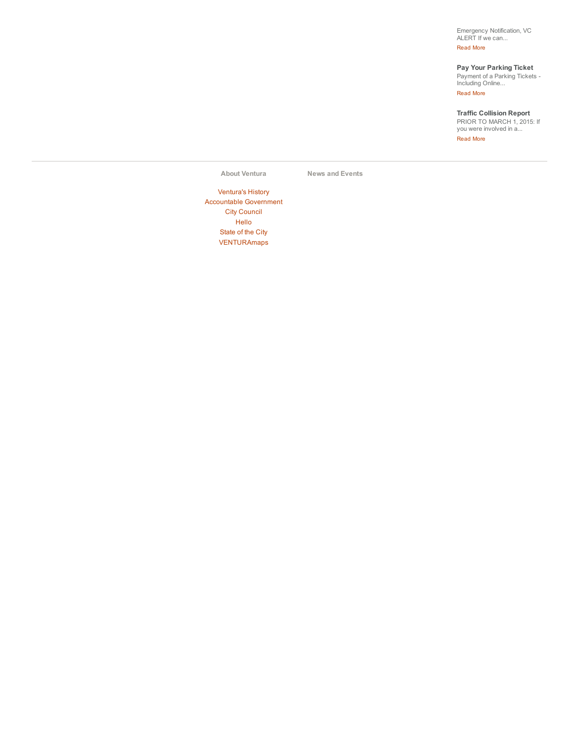Emergency Notification, VC ALERT If we can...

Read More

**Pay Your Parking Ticket**

Payment of a Parking Tickets - Including Online...

Read More

**Traffic Collision Report**

PRIOR TO MARCH 1, 2015: If you were involved in a...

Read More

---

**About Ventura**

Ventura's History

Accountable Government

City Council

Hello

State of the City

VENTURAmaps

**News and Events**